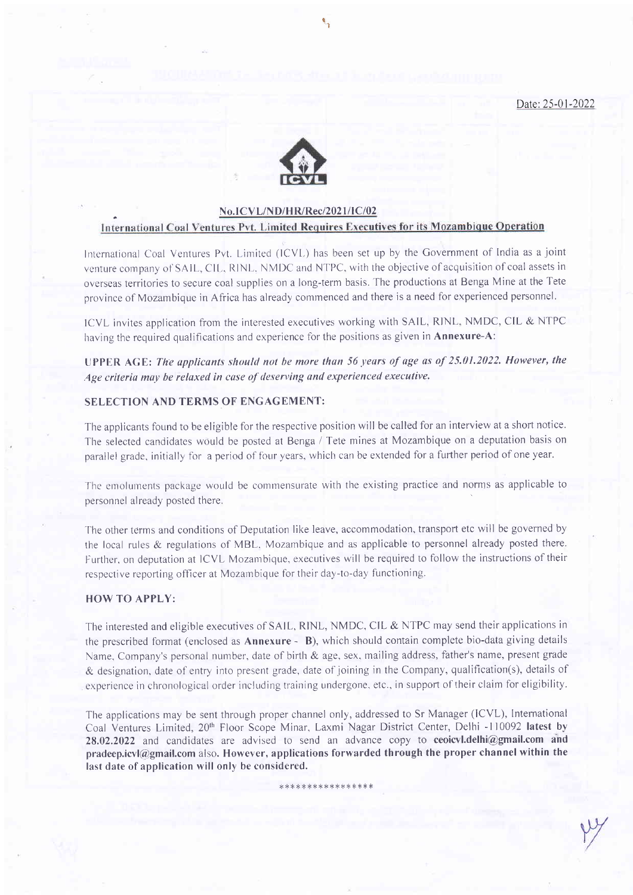Date: 25-01-2022

ICVL

**No.ICVL/ND/HR/Rec/2021/IC/02**

**International Coal Ventures Pvt. Limited Requires Executives for its Mozambique Operation**

International Coal Ventures Pvt. Limited (ICVL) has been set up by the Government of India as a joint venture company of SAIL, CIL, RINL, NMDC and NTPC, with the objective of acquisition of coal assets in overseas territories to secure coal supplies on a long-term basis. The productions at Benga Mine at the Tete province of Mozambique in Africa has already commenced and there is a need for experienced personnel.

ICVL invites application from the interested executives working with SAIL, RINL, NMDC, CIL & NTPC having the required qualifications and experience for the positions as given in **Annexure-A**:

**UPPER AGE:** ***The applicants should not be more than 56 years of age as of 25.01.2022. However, the Age criteria may be relaxed in case of deserving and experienced executive.***

**SELECTION AND TERMS OF ENGAGEMENT:**

The applicants found to be eligible for the respective position will be called for an interview at a short notice. The selected candidates would be posted at Benga / Tete mines at Mozambique on a deputation basis on parallel grade, initially for a period of four years, which can be extended for a further period of one year.

The emoluments package would be commensurate with the existing practice and norms as applicable to personnel already posted there.

The other terms and conditions of Deputation like leave, accommodation, transport etc will be governed by the local rules & regulations of MBL, Mozambique and as applicable to personnel already posted there. Further, on deputation at ICVL Mozambique, executives will be required to follow the instructions of their respective reporting officer at Mozambique for their day-to-day functioning.

**HOW TO APPLY:**

The interested and eligible executives of SAIL, RINL, NMDC, CIL & NTPC may send their applications in the prescribed format (enclosed as **Annexure - B**), which should contain complete bio-data giving details Name, Company's personal number, date of birth & age, sex, mailing address, father's name, present grade & designation, date of entry into present grade, date of joining in the Company, qualification(s), details of experience in chronological order including training undergone, etc., in support of their claim for eligibility.

The applications may be sent through proper channel only, addressed to Sr Manager (ICVL), International Coal Ventures Limited, 20th Floor Scope Minar, Laxmi Nagar District Center, Delhi -110092 **latest by 28.02.2022** and candidates are advised to send an advance copy to **ceoicvl.delhi@gmail.com and pradeep.icvl@gmail.com** also. **However, applications forwarded through the proper channel within the last date of application will only be considered.**

*****************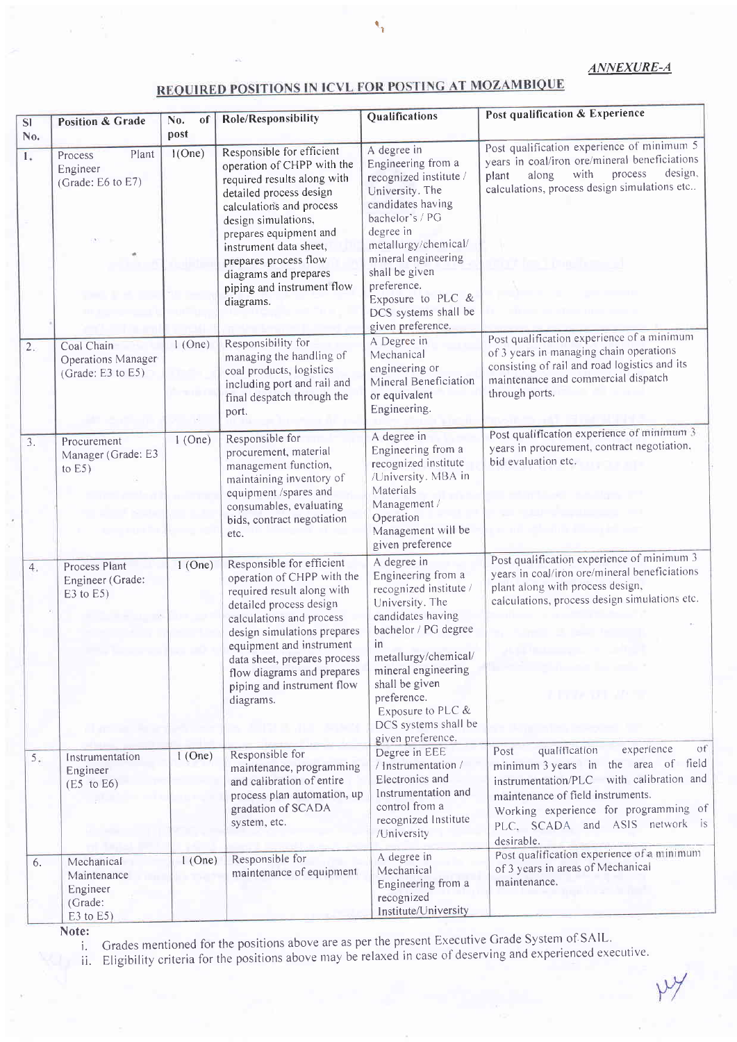*ANNEXURE-A*

## REQUIRED POSITIONS IN ICVL FOR POSTING AT MOZAMBIQUE

| Sl No. | Position & Grade | No. of post | Role/Responsibility | Qualifications | Post qualification & Experience |
|---|---|---|---|---|---|
| 1. | Process Plant Engineer (Grade: E6 to E7) | 1(One) | Responsible for efficient operation of CHPP with the required results along with detailed process design calculations and process design simulations, prepares equipment and instrument data sheet, prepares process flow diagrams and prepares piping and instrument flow diagrams. | A degree in Engineering from a recognized institute / University. The candidates having bachelor's / PG degree in metallurgy/chemical/ mineral engineering shall be given preference. Exposure to PLC & DCS systems shall be given preference. | Post qualification experience of minimum 5 years in coal/iron ore/mineral beneficiations plant along with process design, calculations, process design simulations etc.. |
| 2. | Coal Chain Operations Manager (Grade: E3 to E5) | 1 (One) | Responsibility for managing the handling of coal products, logistics including port and rail and final despatch through the port. | A Degree in Mechanical engineering or Mineral Beneficiation or equivalent Engineering. | Post qualification experience of a minimum of 3 years in managing chain operations consisting of rail and road logistics and its maintenance and commercial dispatch through ports. |
| 3. | Procurement Manager (Grade: E3 to E5) | 1 (One) | Responsible for procurement, material management function, maintaining inventory of equipment /spares and consumables, evaluating bids, contract negotiation etc. | A degree in Engineering from a recognized institute /University. MBA in Materials Management / Operation Management will be given preference | Post qualification experience of minimum 3 years in procurement, contract negotiation, bid evaluation etc. |
| 4. | Process Plant Engineer (Grade: E3 to E5) | 1 (One) | Responsible for efficient operation of CHPP with the required result along with detailed process design calculations and process design simulations prepares equipment and instrument data sheet, prepares process flow diagrams and prepares piping and instrument flow diagrams. | A degree in Engineering from a recognized institute / University. The candidates having bachelor / PG degree in metallurgy/chemical/ mineral engineering shall be given preference. Exposure to PLC & DCS systems shall be given preference. | Post qualification experience of minimum 3 years in coal/iron ore/mineral beneficiations plant along with process design, calculations, process design simulations etc. |
| 5. | Instrumentation Engineer (E5 to E6) | 1 (One) | Responsible for maintenance, programming and calibration of entire process plan automation, up gradation of SCADA system, etc. | Degree in EEE / Instrumentation / Electronics and Instrumentation and control from a recognized Institute /University | Post qualification experience of minimum 3 years in the area of field instrumentation/PLC with calibration and maintenance of field instruments. Working experience for programming of PLC, SCADA and ASIS network is desirable. |
| 6. | Mechanical Maintenance Engineer (Grade: E3 to E5) | 1 (One) | Responsible for maintenance of equipment | A degree in Mechanical Engineering from a recognized Institute/University | Post qualification experience of a minimum of 3 years in areas of Mechanical maintenance. |

**Note:**

i. Grades mentioned for the positions above are as per the present Executive Grade System of SAIL.

ii. Eligibility criteria for the positions above may be relaxed in case of deserving and experienced executive.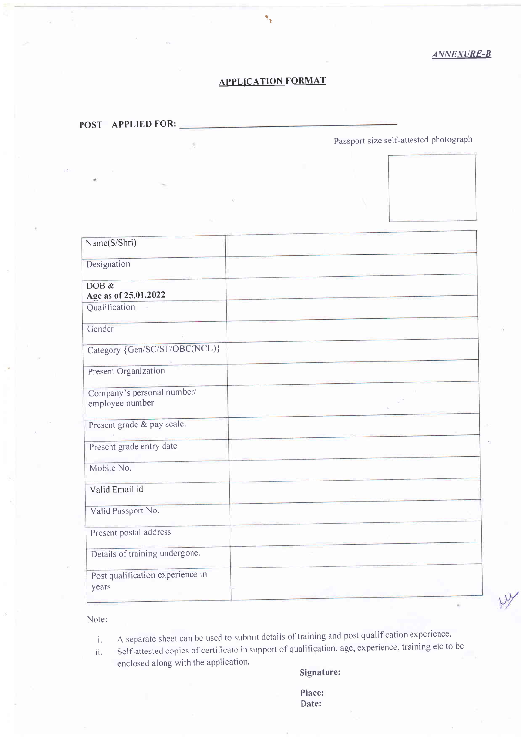*ANNEXURE-B*

## APPLICATION FORMAT

**POST APPLIED FOR:** ______________________________

Passport size self-attested photograph

| | |
|---|---|
| Name(S/Shri) | |
| Designation | |
| DOB & **Age as of 25.01.2022** | |
| Qualification | |
| Gender | |
| Category {Gen/SC/ST/OBC(NCL)} | |
| Present Organization | |
| Company's personal number/ employee number | |
| Present grade & pay scale. | |
| Present grade entry date | |
| Mobile No. | |
| Valid Email id | |
| Valid Passport No. | |
| Present postal address | |
| Details of training undergone. | |
| Post qualification experience in years | |

Note:

i. A separate sheet can be used to submit details of training and post qualification experience.
ii. Self-attested copies of certificate in support of qualification, age, experience, training etc to be enclosed along with the application.

**Signature:**

**Place:**
**Date:**